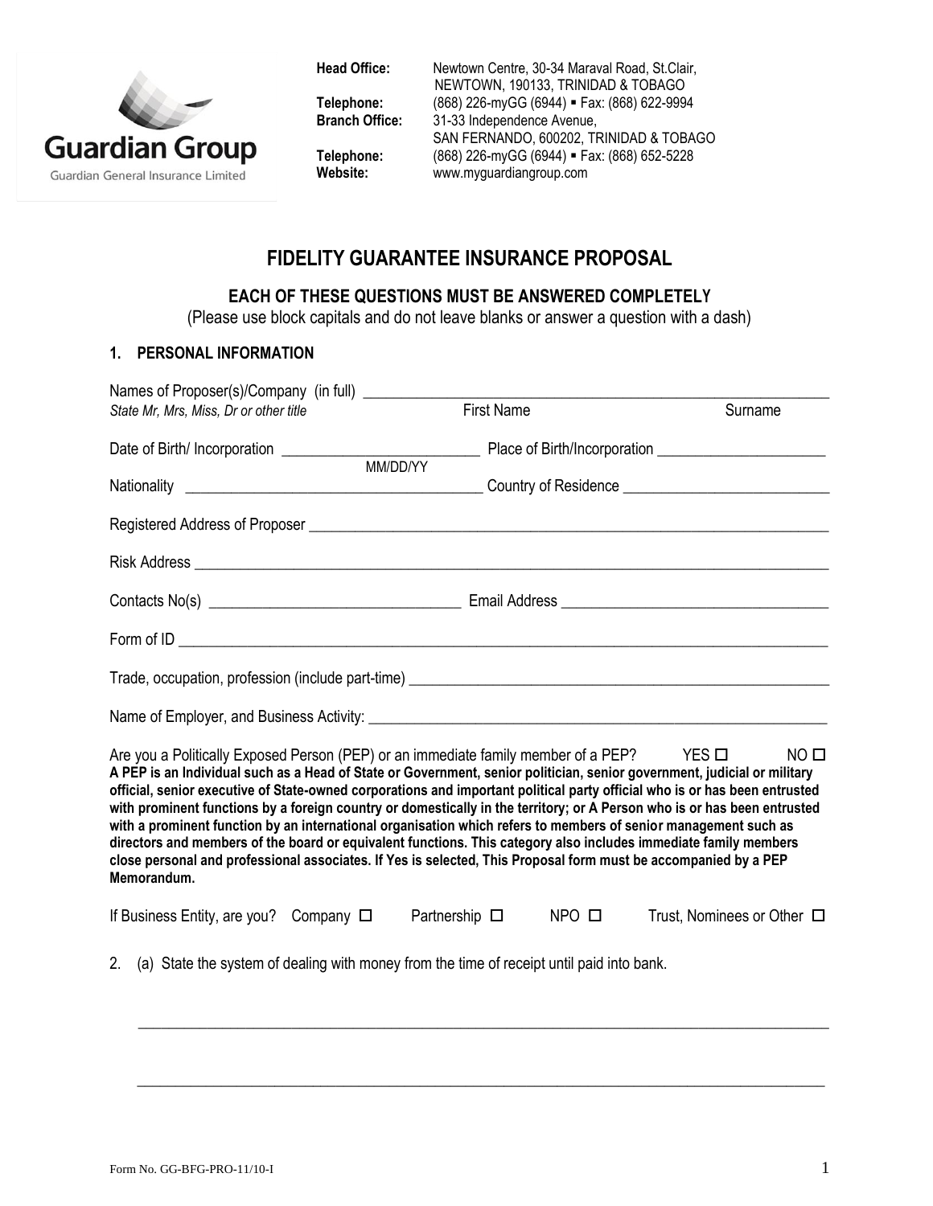Guardian Group

Guardian General Insurance Limited

**Head Office:** Newtown Centre, 30-34 Maraval Road, St.Clair, NEWTOWN, 190133, TRINIDAD & TOBAGO
**Telephone:** (868) 226-myGG (6944) ▪ Fax: (868) 622-9994
**Branch Office:** 31-33 Independence Avenue, SAN FERNANDO, 600202, TRINIDAD & TOBAGO
**Telephone:** (868) 226-myGG (6944) ▪ Fax: (868) 652-5228
**Website:** www.myguardiangroup.com

# FIDELITY GUARANTEE INSURANCE PROPOSAL

## EACH OF THESE QUESTIONS MUST BE ANSWERED COMPLETELY

(Please use block capitals and do not leave blanks or answer a question with a dash)

### 1. PERSONAL INFORMATION

Names of Proposer(s)/Company (in full) ______________________________________________
*State Mr, Mrs, Miss, Dr or other title* First Name Surname

Date of Birth/ Incorporation _________________________ Place of Birth/Incorporation ______________________
MM/DD/YY

Nationality _____________________________________ Country of Residence ___________________________

Registered Address of Proposer ______________________________________________________________

Risk Address ___________________________________________________________________________

Contacts No(s) ________________________________ Email Address __________________________________

Form of ID _____________________________________________________________________________

Trade, occupation, profession (include part-time) _________________________________________________

Name of Employer, and Business Activity: ______________________________________________________

Are you a Politically Exposed Person (PEP) or an immediate family member of a PEP? YES ☐ NO ☐
**A PEP is an Individual such as a Head of State or Government, senior politician, senior government, judicial or military official, senior executive of State-owned corporations and important political party official who is or has been entrusted with prominent functions by a foreign country or domestically in the territory; or A Person who is or has been entrusted with a prominent function by an international organisation which refers to members of senior management such as directors and members of the board or equivalent functions. This category also includes immediate family members close personal and professional associates. If Yes is selected, This Proposal form must be accompanied by a PEP Memorandum.**

If Business Entity, are you? Company ☐ Partnership ☐ NPO ☐ Trust, Nominees or Other ☐

2. (a) State the system of dealing with money from the time of receipt until paid into bank.

_____________________________________________________________________________________

_____________________________________________________________________________________

Form No. GG-BFG-PRO-11/10-I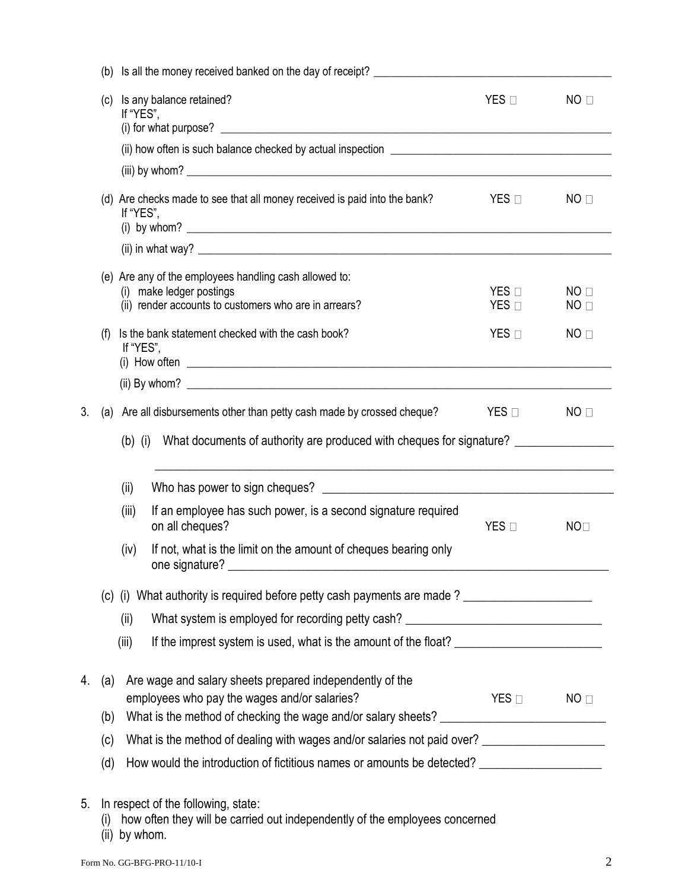(b) Is all the money received banked on the day of receipt? ______________________________

(c) Is any balance retained? YES ☐ NO ☐

If "YES",

(i) for what purpose? ______________________________

(ii) how often is such balance checked by actual inspection ______________________________

(iii) by whom? ______________________________

(d) Are checks made to see that all money received is paid into the bank? YES ☐ NO ☐

If "YES",

(i) by whom? ______________________________

(ii) in what way? ______________________________

(e) Are any of the employees handling cash allowed to:

(i) make ledger postings YES ☐ NO ☐

(ii) render accounts to customers who are in arrears? YES ☐ NO ☐

(f) Is the bank statement checked with the cash book? YES ☐ NO ☐

If "YES",

(i) How often ______________________________

(ii) By whom? ______________________________

3. (a) Are all disbursements other than petty cash made by crossed cheque? YES ☐ NO ☐

(b) (i) What documents of authority are produced with cheques for signature? ______________________________

______________________________

(ii) Who has power to sign cheques? ______________________________

(iii) If an employee has such power, is a second signature required on all cheques? YES ☐ NO☐

(iv) If not, what is the limit on the amount of cheques bearing only one signature? ______________________________

(c) (i) What authority is required before petty cash payments are made ? ______________________________

(ii) What system is employed for recording petty cash? ______________________________

(iii) If the imprest system is used, what is the amount of the float? ______________________________

4. (a) Are wage and salary sheets prepared independently of the employees who pay the wages and/or salaries? YES ☐ NO ☐

(b) What is the method of checking the wage and/or salary sheets? ______________________________

(c) What is the method of dealing with wages and/or salaries not paid over? ______________________________

(d) How would the introduction of fictitious names or amounts be detected? ______________________________

5. In respect of the following, state:

(i) how often they will be carried out independently of the employees concerned

(ii) by whom.

Form No. GG-BFG-PRO-11/10-I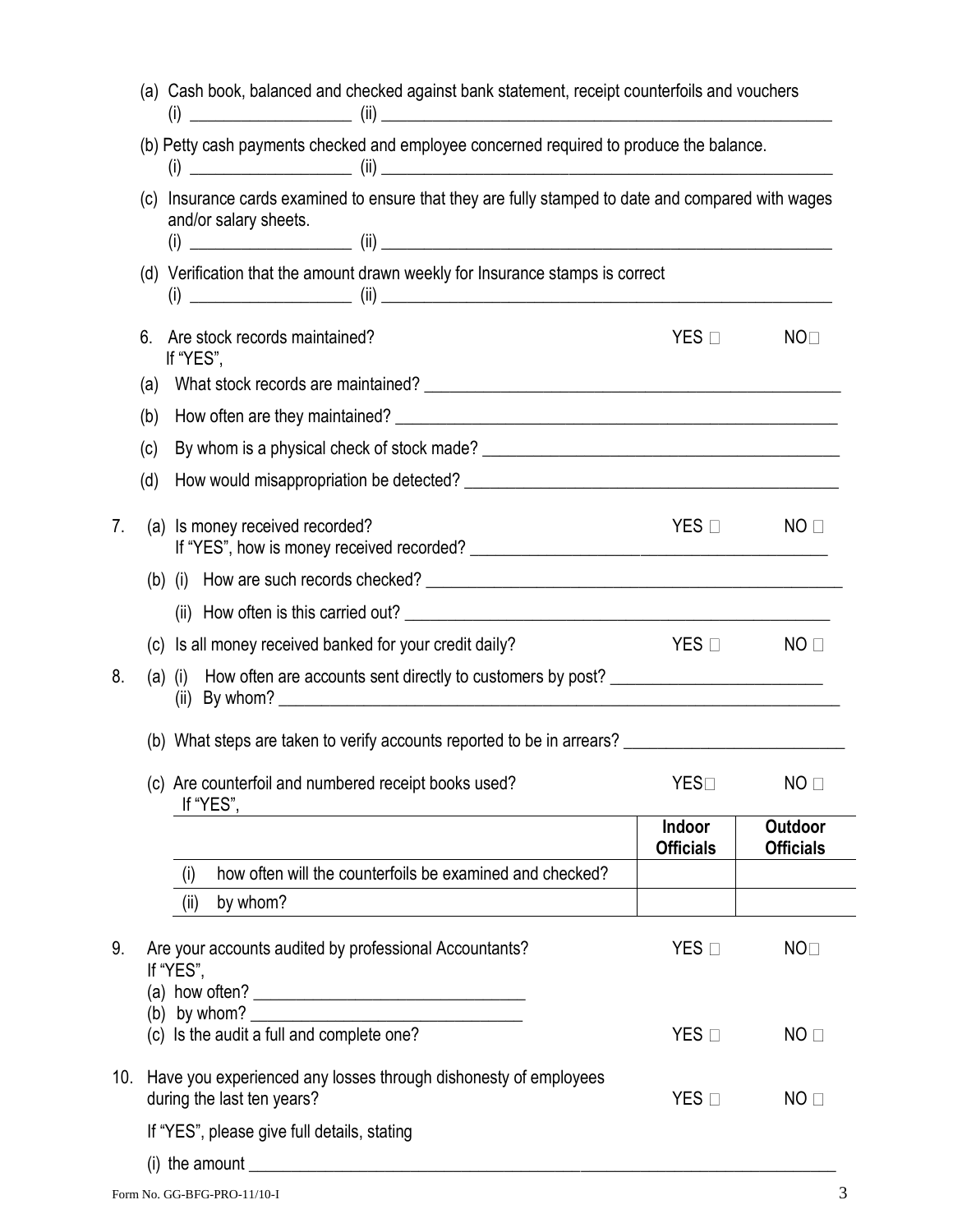(a) Cash book, balanced and checked against bank statement, receipt counterfoils and vouchers
(i) ___________________ (ii) ___________________________________________________________

(b) Petty cash payments checked and employee concerned required to produce the balance.
(i) ___________________ (ii) ___________________________________________________________

(c) Insurance cards examined to ensure that they are fully stamped to date and compared with wages and/or salary sheets.
(i) ___________________ (ii) ___________________________________________________________

(d) Verification that the amount drawn weekly for Insurance stamps is correct
(i) ___________________ (ii) ___________________________________________________________

6. Are stock records maintained? YES ☐ NO☐
If "YES",

(a) What stock records are maintained? ___________________________________________________

(b) How often are they maintained? ______________________________________________________

(c) By whom is a physical check of stock made? ____________________________________________

(d) How would misappropriation be detected? _______________________________________________

7. (a) Is money received recorded? YES ☐ NO ☐
If "YES", how is money received recorded? ________________________________________________

(b) (i) How are such records checked? ____________________________________________________

(ii) How often is this carried out? ______________________________________________________

(c) Is all money received banked for your credit daily? YES ☐ NO ☐

8. (a) (i) How often are accounts sent directly to customers by post? __________________________
(ii) By whom? _________________________________________________________________________

(b) What steps are taken to verify accounts reported to be in arrears? __________________________

(c) Are counterfoil and numbered receipt books used? YES☐ NO ☐
If "YES",

| | Indoor Officials | Outdoor Officials |
|---|---|---|
| (i) how often will the counterfoils be examined and checked? | | |
| (ii) by whom? | | |

9. Are your accounts audited by professional Accountants? YES ☐ NO☐
If "YES",
(a) how often? ________________________________
(b) by whom? ________________________________
(c) Is the audit a full and complete one? YES ☐ NO ☐

10. Have you experienced any losses through dishonesty of employees during the last ten years? YES ☐ NO ☐

If "YES", please give full details, stating

(i) the amount ____________________________________________________________________________

Form No. GG-BFG-PRO-11/10-I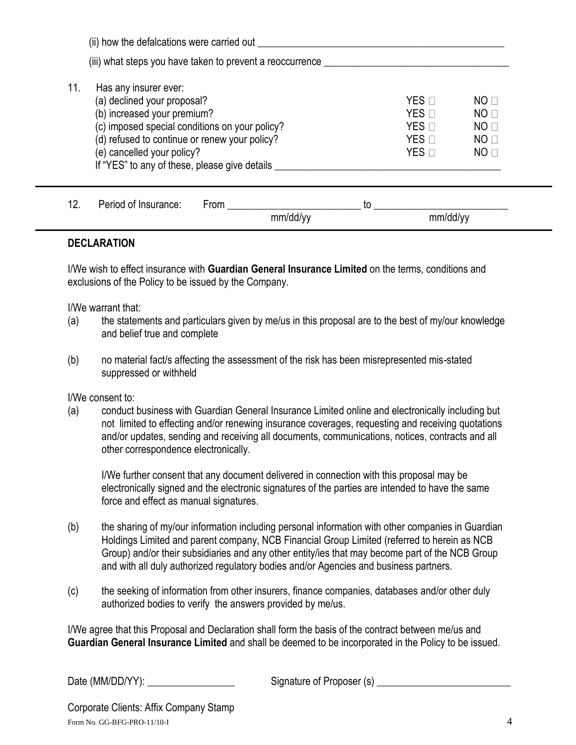(ii) how the defalcations were carried out ______________________________________________

(iii) what steps you have taken to prevent a reoccurrence ___________________________________

11. Has any insurer ever:

| | | |
|---|---|---|
| (a) declined your proposal? | YES ☐ | NO ☐ |
| (b) increased your premium? | YES ☐ | NO ☐ |
| (c) imposed special conditions on your policy? | YES ☐ | NO ☐ |
| (d) refused to continue or renew your policy? | YES ☐ | NO ☐ |
| (e) cancelled your policy? | YES ☐ | NO ☐ |

If "YES" to any of these, please give details ___________________________________________

12. Period of Insurance: From ________________________ to ________________________
mm/dd/yy mm/dd/yy

## DECLARATION

I/We wish to effect insurance with **Guardian General Insurance Limited** on the terms, conditions and exclusions of the Policy to be issued by the Company.

I/We warrant that:

(a) the statements and particulars given by me/us in this proposal are to the best of my/our knowledge and belief true and complete

(b) no material fact/s affecting the assessment of the risk has been misrepresented mis-stated suppressed or withheld

I/We consent to:

(a) conduct business with Guardian General Insurance Limited online and electronically including but not limited to effecting and/or renewing insurance coverages, requesting and receiving quotations and/or updates, sending and receiving all documents, communications, notices, contracts and all other correspondence electronically.

I/We further consent that any document delivered in connection with this proposal may be electronically signed and the electronic signatures of the parties are intended to have the same force and effect as manual signatures.

(b) the sharing of my/our information including personal information with other companies in Guardian Holdings Limited and parent company, NCB Financial Group Limited (referred to herein as NCB Group) and/or their subsidiaries and any other entity/ies that may become part of the NCB Group and with all duly authorized regulatory bodies and/or Agencies and business partners.

(c) the seeking of information from other insurers, finance companies, databases and/or other duly authorized bodies to verify the answers provided by me/us.

I/We agree that this Proposal and Declaration shall form the basis of the contract between me/us and **Guardian General Insurance Limited** and shall be deemed to be incorporated in the Policy to be issued.

Date (MM/DD/YY): ________________ Signature of Proposer (s) ________________________

Corporate Clients: Affix Company Stamp

Form No. GG-BFG-PRO-11/10-I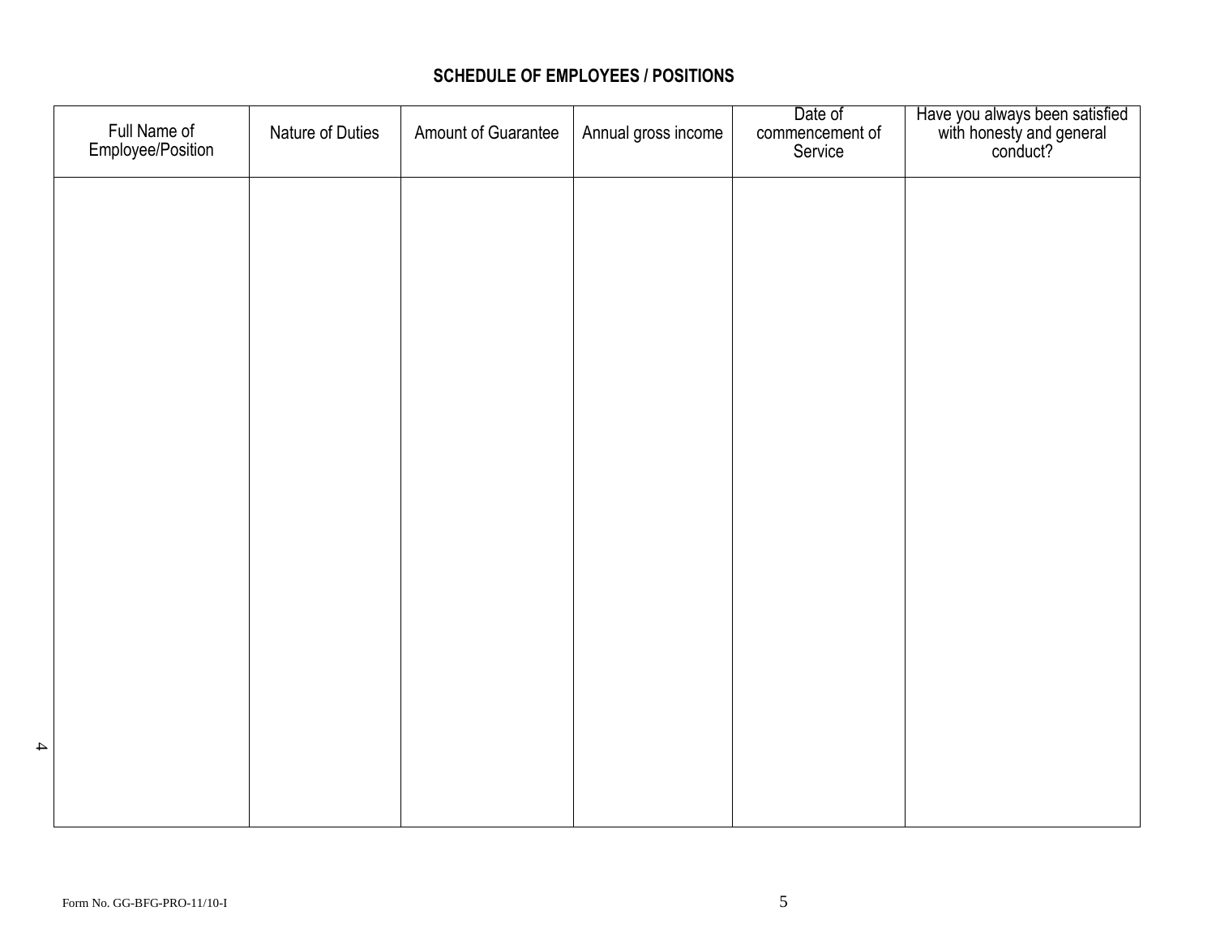**SCHEDULE OF EMPLOYEES / POSITIONS**

| Full Name of Employee/Position | Nature of Duties | Amount of Guarantee | Annual gross income | Date of commencement of Service | Have you always been satisfied with honesty and general conduct? |
|---|---|---|---|---|---|
| | | | | | |

Form No. GG-BFG-PRO-11/10-I